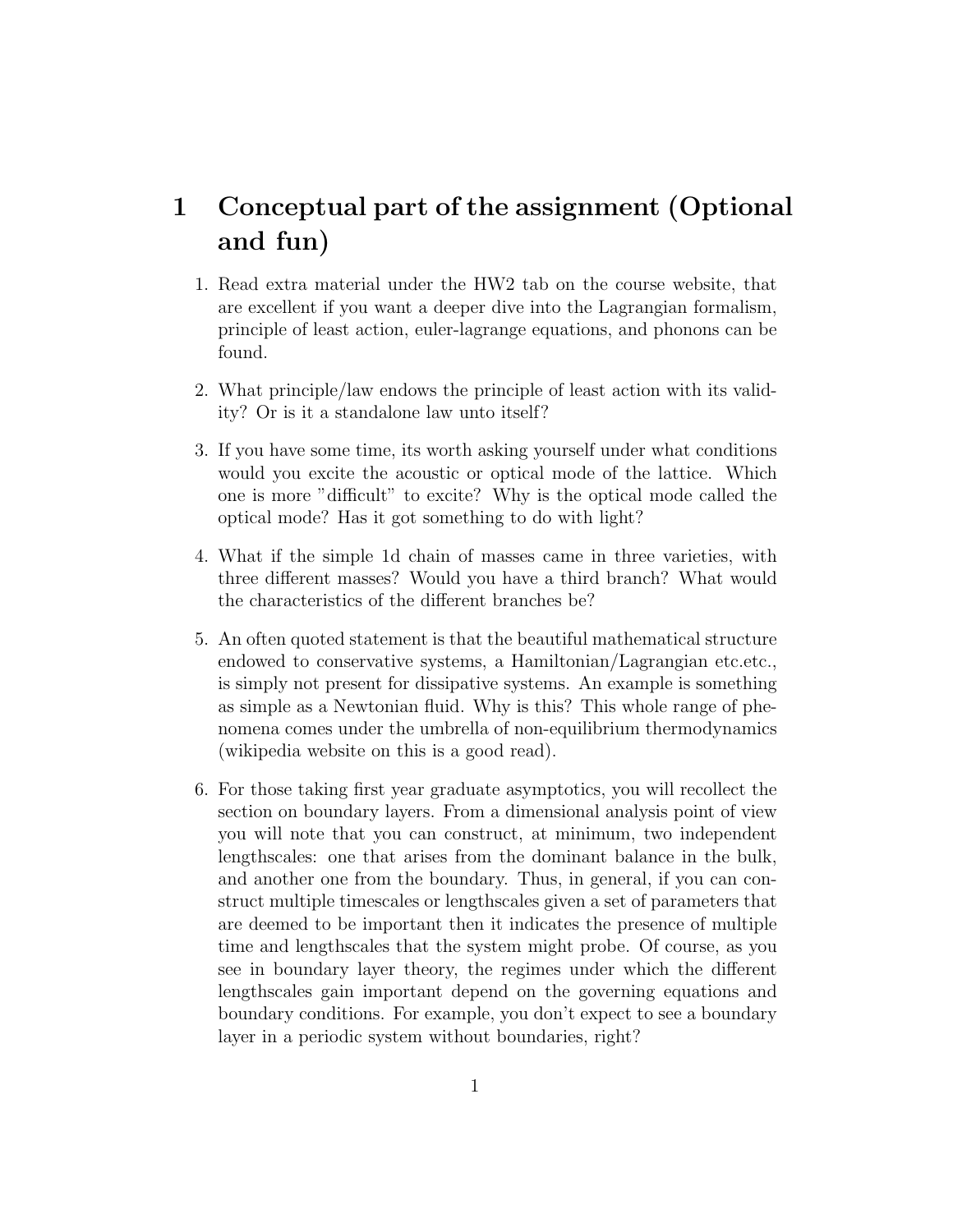# 1 Conceptual part of the assignment (Optional and fun)

1. Read extra material under the HW2 tab on the course website, that are excellent if you want a deeper dive into the Lagrangian formalism, principle of least action, euler-lagrange equations, and phonons can be found.

2. What principle/law endows the principle of least action with its validity? Or is it a standalone law unto itself?

3. If you have some time, its worth asking yourself under what conditions would you excite the acoustic or optical mode of the lattice. Which one is more "difficult" to excite? Why is the optical mode called the optical mode? Has it got something to do with light?

4. What if the simple 1d chain of masses came in three varieties, with three different masses? Would you have a third branch? What would the characteristics of the different branches be?

5. An often quoted statement is that the beautiful mathematical structure endowed to conservative systems, a Hamiltonian/Lagrangian etc.etc., is simply not present for dissipative systems. An example is something as simple as a Newtonian fluid. Why is this? This whole range of phenomena comes under the umbrella of non-equilibrium thermodynamics (wikipedia website on this is a good read).

6. For those taking first year graduate asymptotics, you will recollect the section on boundary layers. From a dimensional analysis point of view you will note that you can construct, at minimum, two independent lengthscales: one that arises from the dominant balance in the bulk, and another one from the boundary. Thus, in general, if you can construct multiple timescales or lengthscales given a set of parameters that are deemed to be important then it indicates the presence of multiple time and lengthscales that the system might probe. Of course, as you see in boundary layer theory, the regimes under which the different lengthscales gain important depend on the governing equations and boundary conditions. For example, you don't expect to see a boundary layer in a periodic system without boundaries, right?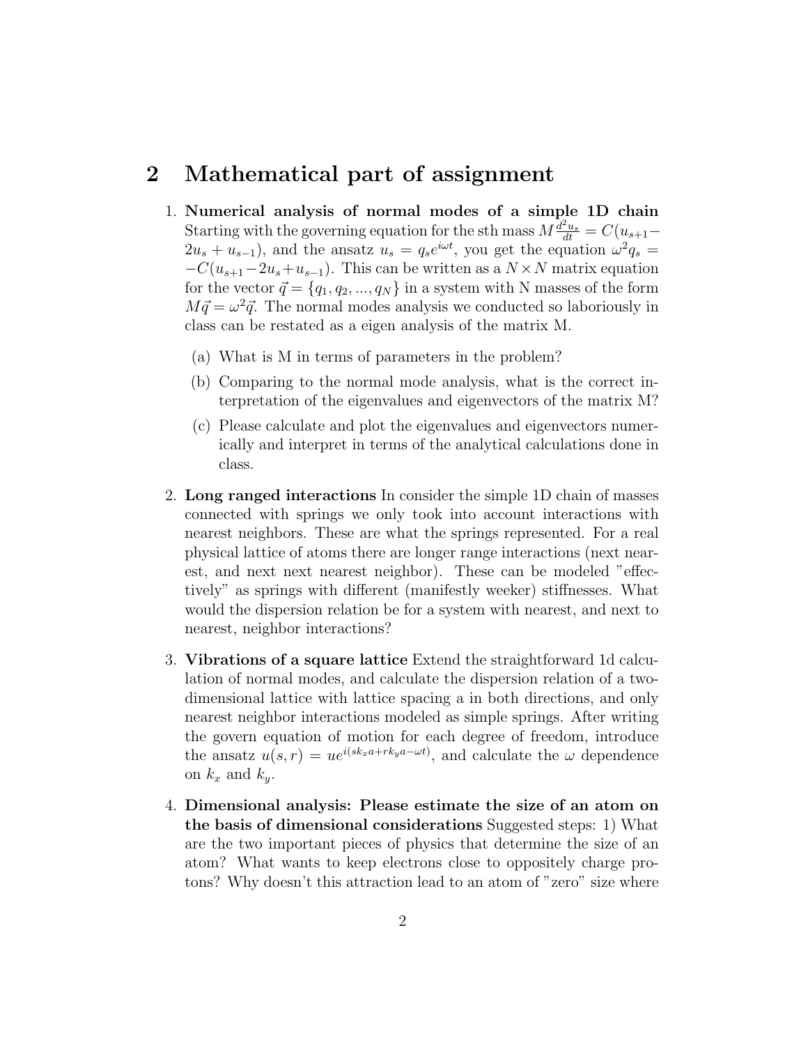## 2 Mathematical part of assignment

1. **Numerical analysis of normal modes of a simple 1D chain** Starting with the governing equation for the sth mass $M\frac{d^2u_s}{dt} = C(u_{s+1} - 2u_s + u_{s-1})$, and the ansatz $u_s = q_s e^{i\omega t}$, you get the equation $\omega^2 q_s = -C(u_{s+1} - 2u_s + u_{s-1})$. This can be written as a $N \times N$ matrix equation for the vector $\vec{q} = \{q_1, q_2, ..., q_N\}$ in a system with N masses of the form $M\vec{q} = \omega^2\vec{q}$. The normal modes analysis we conducted so laboriously in class can be restated as a eigen analysis of the matrix M.

   (a) What is M in terms of parameters in the problem?

   (b) Comparing to the normal mode analysis, what is the correct interpretation of the eigenvalues and eigenvectors of the matrix M?

   (c) Please calculate and plot the eigenvalues and eigenvectors numerically and interpret in terms of the analytical calculations done in class.

2. **Long ranged interactions** In consider the simple 1D chain of masses connected with springs we only took into account interactions with nearest neighbors. These are what the springs represented. For a real physical lattice of atoms there are longer range interactions (next nearest, and next next nearest neighbor). These can be modeled "effectively" as springs with different (manifestly weeker) stiffnesses. What would the dispersion relation be for a system with nearest, and next to nearest, neighbor interactions?

3. **Vibrations of a square lattice** Extend the straightforward 1d calculation of normal modes, and calculate the dispersion relation of a two-dimensional lattice with lattice spacing a in both directions, and only nearest neighbor interactions modeled as simple springs. After writing the govern equation of motion for each degree of freedom, introduce the ansatz $u(s, r) = ue^{i(sk_x a + rk_y a - \omega t)}$, and calculate the $\omega$ dependence on $k_x$ and $k_y$.

4. **Dimensional analysis: Please estimate the size of an atom on the basis of dimensional considerations** Suggested steps: 1) What are the two important pieces of physics that determine the size of an atom? What wants to keep electrons close to oppositely charge protons? Why doesn't this attraction lead to an atom of "zero" size where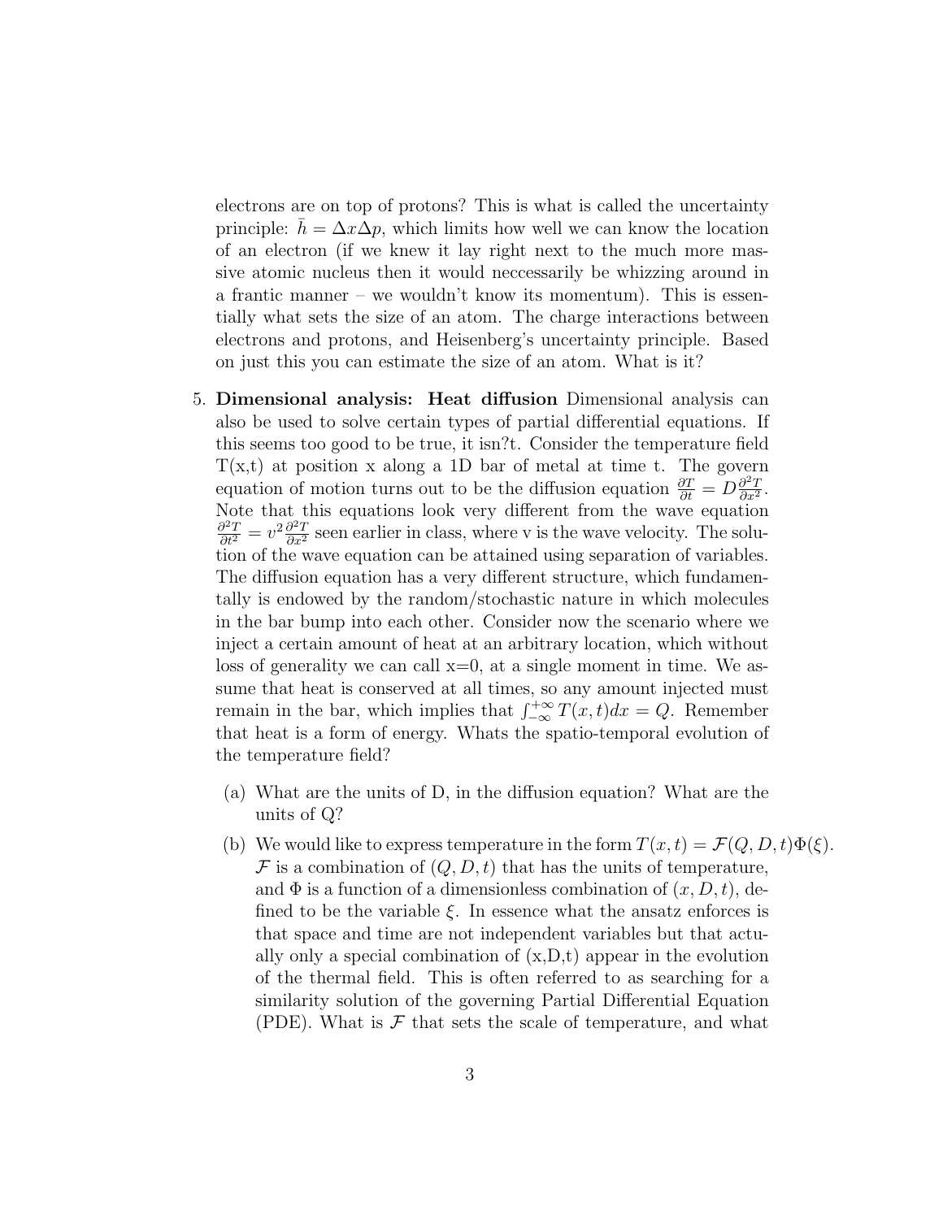electrons are on top of protons? This is what is called the uncertainty principle: $\bar{h} = \Delta x \Delta p$, which limits how well we can know the location of an electron (if we knew it lay right next to the much more massive atomic nucleus then it would neccessarily be whizzing around in a frantic manner – we wouldn't know its momentum). This is essentially what sets the size of an atom. The charge interactions between electrons and protons, and Heisenberg's uncertainty principle. Based on just this you can estimate the size of an atom. What is it?

5. **Dimensional analysis: Heat diffusion** Dimensional analysis can also be used to solve certain types of partial differential equations. If this seems too good to be true, it isn?t. Consider the temperature field T(x,t) at position x along a 1D bar of metal at time t. The govern equation of motion turns out to be the diffusion equation $\frac{\partial T}{\partial t} = D\frac{\partial^2 T}{\partial x^2}$. Note that this equations look very different from the wave equation $\frac{\partial^2 T}{\partial t^2} = v^2\frac{\partial^2 T}{\partial x^2}$ seen earlier in class, where v is the wave velocity. The solution of the wave equation can be attained using separation of variables. The diffusion equation has a very different structure, which fundamentally is endowed by the random/stochastic nature in which molecules in the bar bump into each other. Consider now the scenario where we inject a certain amount of heat at an arbitrary location, which without loss of generality we can call x=0, at a single moment in time. We assume that heat is conserved at all times, so any amount injected must remain in the bar, which implies that $\int_{-\infty}^{+\infty} T(x,t)dx = Q$. Remember that heat is a form of energy. Whats the spatio-temporal evolution of the temperature field?

   (a) What are the units of D, in the diffusion equation? What are the units of Q?

   (b) We would like to express temperature in the form $T(x,t) = \mathcal{F}(Q, D, t)\Phi(\xi)$. $\mathcal{F}$ is a combination of $(Q, D, t)$ that has the units of temperature, and $\Phi$ is a function of a dimensionless combination of $(x, D, t)$, defined to be the variable $\xi$. In essence what the ansatz enforces is that space and time are not independent variables but that actually only a special combination of (x,D,t) appear in the evolution of the thermal field. This is often referred to as searching for a similarity solution of the governing Partial Differential Equation (PDE). What is $\mathcal{F}$ that sets the scale of temperature, and what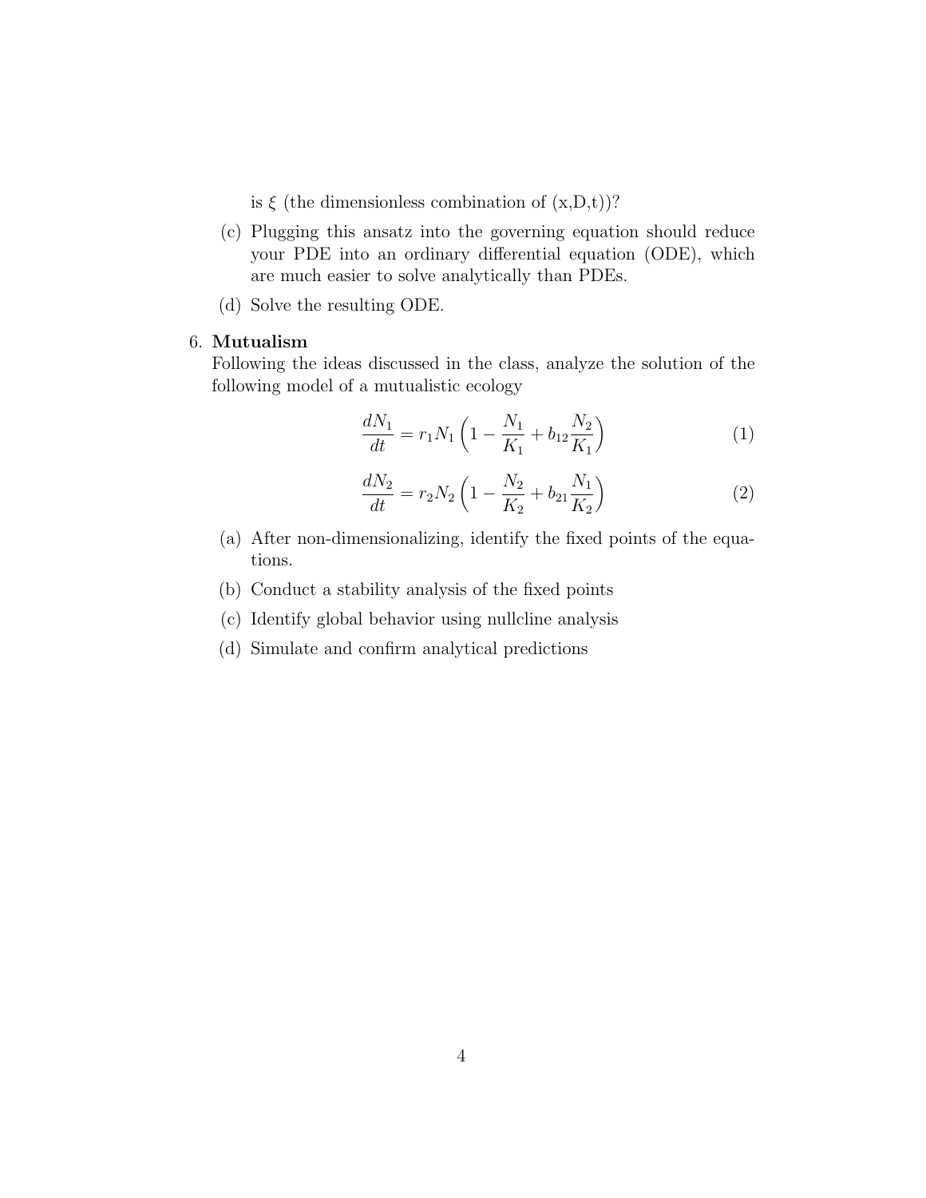is $\xi$ (the dimensionless combination of (x,D,t))?

(c) Plugging this ansatz into the governing equation should reduce your PDE into an ordinary differential equation (ODE), which are much easier to solve analytically than PDEs.

(d) Solve the resulting ODE.

6. **Mutualism**

Following the ideas discussed in the class, analyze the solution of the following model of a mutualistic ecology

$$\frac{dN_1}{dt} = r_1 N_1 \left(1 - \frac{N_1}{K_1} + b_{12}\frac{N_2}{K_1}\right) \tag{1}$$

$$\frac{dN_2}{dt} = r_2 N_2 \left(1 - \frac{N_2}{K_2} + b_{21}\frac{N_1}{K_2}\right) \tag{2}$$

(a) After non-dimensionalizing, identify the fixed points of the equations.

(b) Conduct a stability analysis of the fixed points

(c) Identify global behavior using nullcline analysis

(d) Simulate and confirm analytical predictions